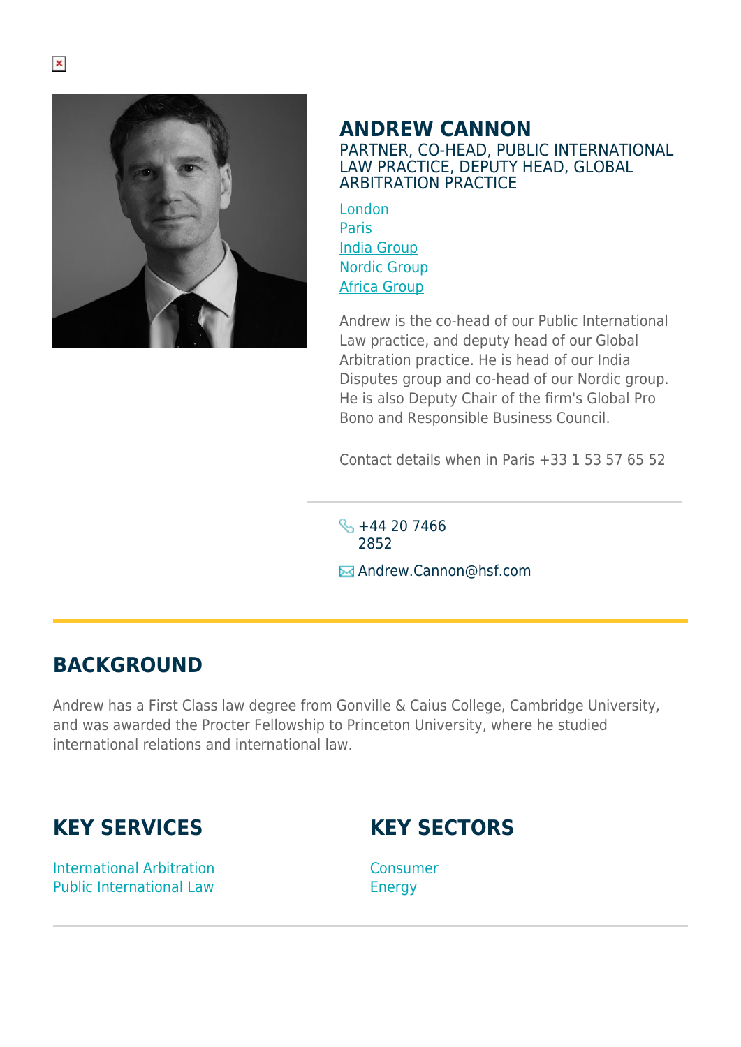# ANDREW CANNON

PARTNER, CO-HEAD, PUBLIC INTERNATIONAL LAW PRACTICE, DEPUTY HEAD, GLOBAL ARBITRATION PRACTICE

London
Paris
India Group
Nordic Group
Africa Group

Andrew is the co-head of our Public International Law practice, and deputy head of our Global Arbitration practice. He is head of our India Disputes group and co-head of our Nordic group. He is also Deputy Chair of the firm's Global Pro Bono and Responsible Business Council.

Contact details when in Paris +33 1 53 57 65 52

+44 20 7466 2852

Andrew.Cannon@hsf.com

## BACKGROUND

Andrew has a First Class law degree from Gonville & Caius College, Cambridge University, and was awarded the Procter Fellowship to Princeton University, where he studied international relations and international law.

## KEY SERVICES

International Arbitration
Public International Law

## KEY SECTORS

Consumer
Energy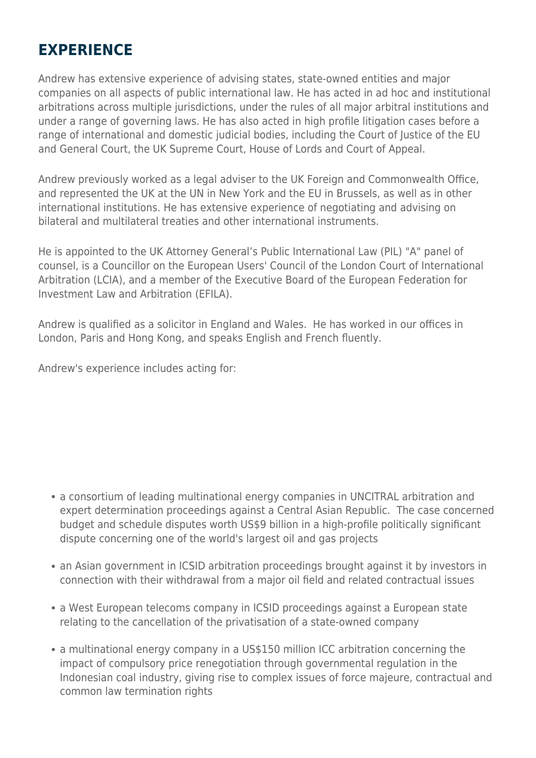## EXPERIENCE

Andrew has extensive experience of advising states, state-owned entities and major companies on all aspects of public international law. He has acted in ad hoc and institutional arbitrations across multiple jurisdictions, under the rules of all major arbitral institutions and under a range of governing laws. He has also acted in high profile litigation cases before a range of international and domestic judicial bodies, including the Court of Justice of the EU and General Court, the UK Supreme Court, House of Lords and Court of Appeal.

Andrew previously worked as a legal adviser to the UK Foreign and Commonwealth Office, and represented the UK at the UN in New York and the EU in Brussels, as well as in other international institutions. He has extensive experience of negotiating and advising on bilateral and multilateral treaties and other international instruments.

He is appointed to the UK Attorney General's Public International Law (PIL) "A" panel of counsel, is a Councillor on the European Users' Council of the London Court of International Arbitration (LCIA), and a member of the Executive Board of the European Federation for Investment Law and Arbitration (EFILA).

Andrew is qualified as a solicitor in England and Wales. He has worked in our offices in London, Paris and Hong Kong, and speaks English and French fluently.

Andrew's experience includes acting for:

- a consortium of leading multinational energy companies in UNCITRAL arbitration and expert determination proceedings against a Central Asian Republic. The case concerned budget and schedule disputes worth US$9 billion in a high-profile politically significant dispute concerning one of the world's largest oil and gas projects
- an Asian government in ICSID arbitration proceedings brought against it by investors in connection with their withdrawal from a major oil field and related contractual issues
- a West European telecoms company in ICSID proceedings against a European state relating to the cancellation of the privatisation of a state-owned company
- a multinational energy company in a US$150 million ICC arbitration concerning the impact of compulsory price renegotiation through governmental regulation in the Indonesian coal industry, giving rise to complex issues of force majeure, contractual and common law termination rights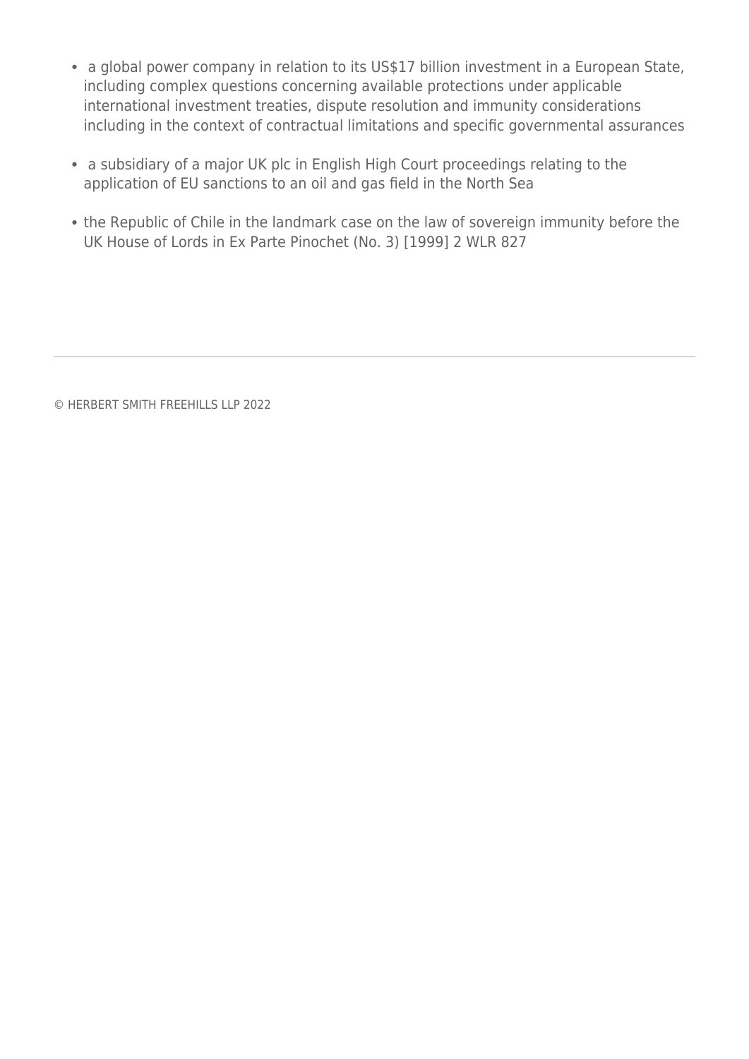- a global power company in relation to its US$17 billion investment in a European State, including complex questions concerning available protections under applicable international investment treaties, dispute resolution and immunity considerations including in the context of contractual limitations and specific governmental assurances
- a subsidiary of a major UK plc in English High Court proceedings relating to the application of EU sanctions to an oil and gas field in the North Sea
- the Republic of Chile in the landmark case on the law of sovereign immunity before the UK House of Lords in Ex Parte Pinochet (No. 3) [1999] 2 WLR 827

---

© HERBERT SMITH FREEHILLS LLP 2022